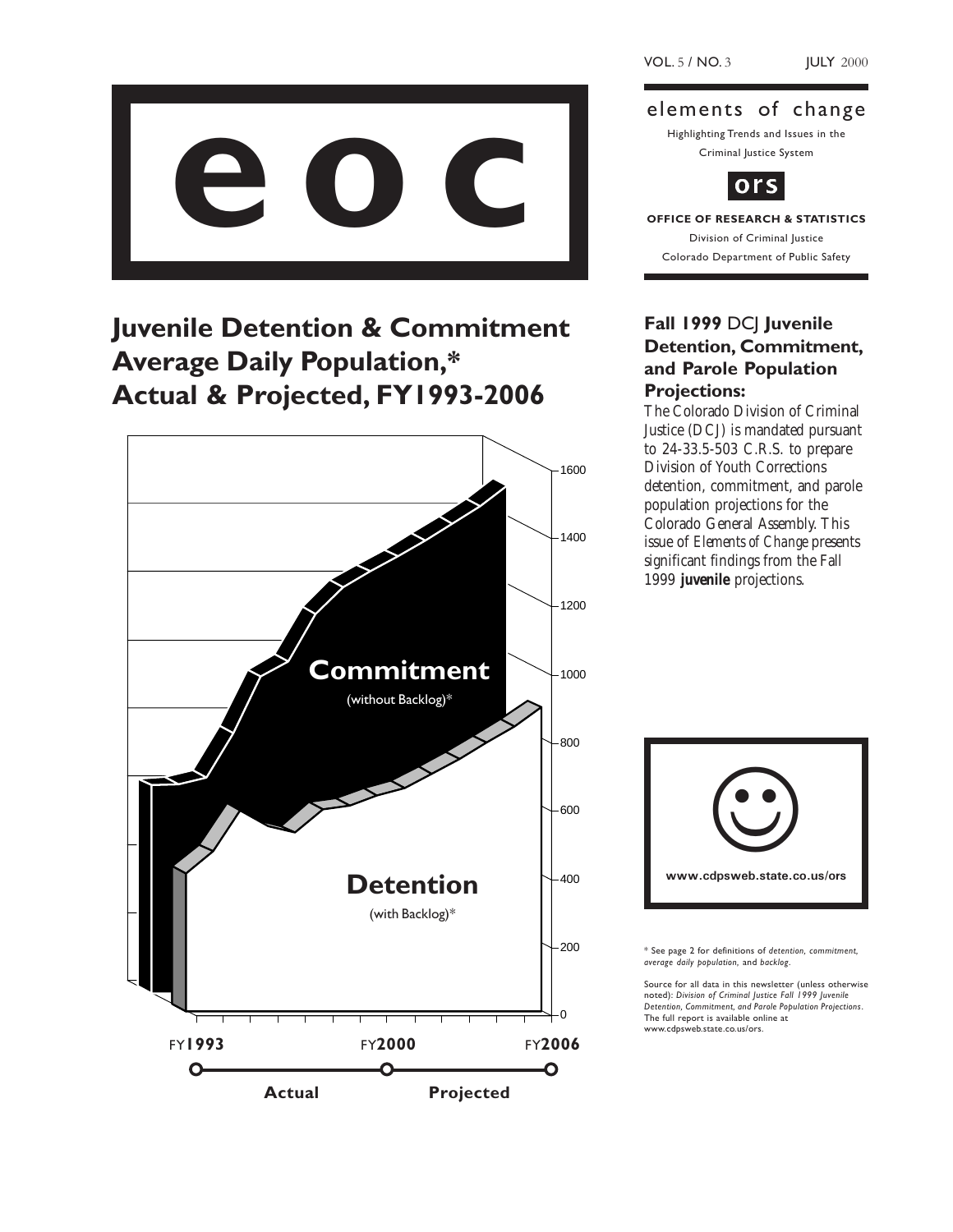VOL. 5 / NO. 3 JULY 2000

# eoc

elements of change

Highlighting Trends and Issues in the Criminal Justice System

ors

**OFFICE OF RESEARCH & STATISTICS**

Division of Criminal Justice

Colorado Department of Public Safety

## Juvenile Detention & Commitment Average Daily Population,* Actual & Projected, FY1993-2006

Commitment (without Backlog)*

Detention (with Backlog)*

1600
1400
1200
1000
800
600
400
200
0

FY**1993** FY**2000** FY**2006**

**Actual** **Projected**

### Fall 1999 DCJ Juvenile Detention, Commitment, and Parole Population Projections:

The Colorado Division of Criminal Justice (DCJ) is mandated pursuant to 24-33.5-503 C.R.S. to prepare Division of Youth Corrections detention, commitment, and parole population projections for the Colorado General Assembly. This issue of *Elements of Change* presents significant findings from the Fall 1999 **juvenile** projections.

**www.cdpsweb.state.co.us/ors**

* See page 2 for definitions of *detention, commitment, average daily population,* and *backlog*.

Source for all data in this newsletter (unless otherwise noted): *Division of Criminal Justice Fall 1999 Juvenile Detention, Commitment, and Parole Population Projections*. The full report is available online at www.cdpsweb.state.co.us/ors.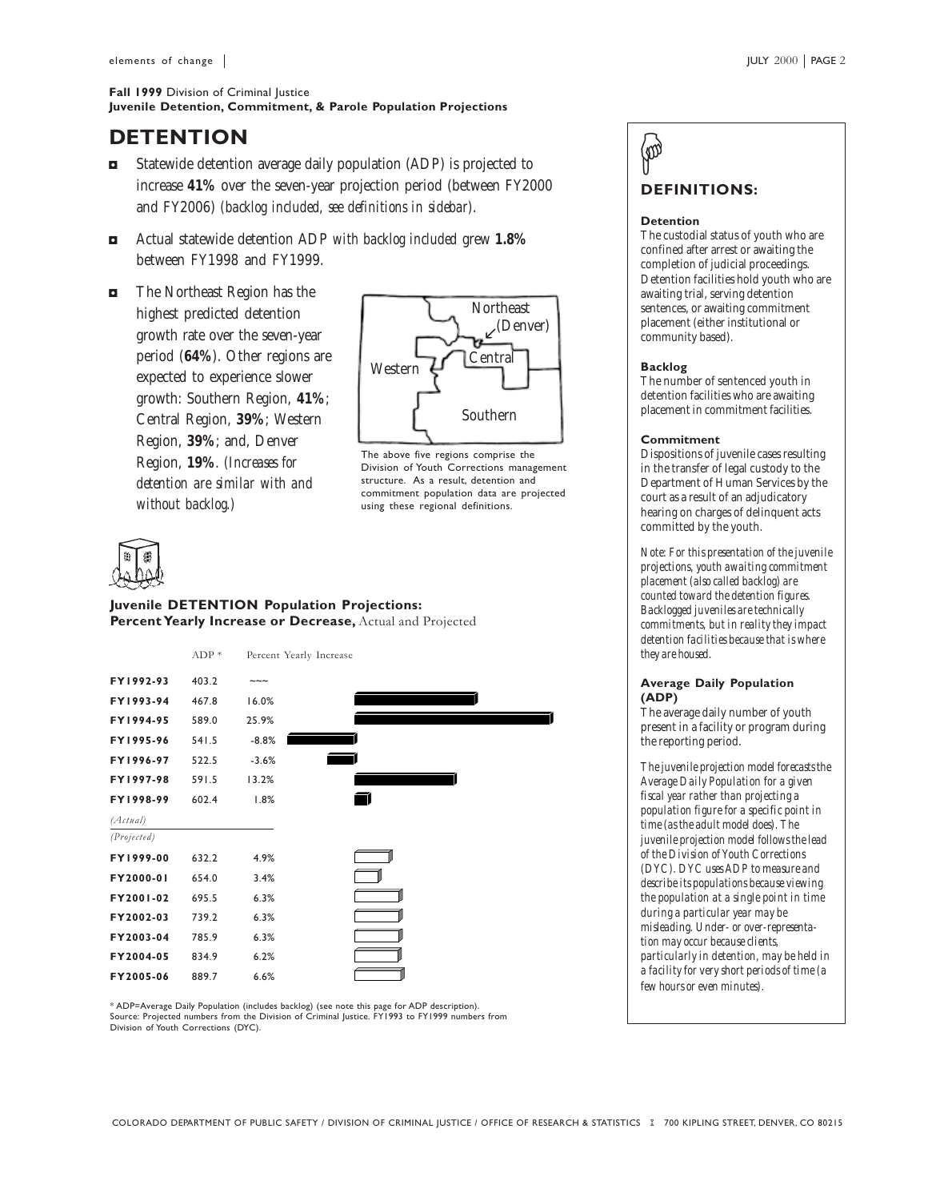**Fall 1999** Division of Criminal Justice
**Juvenile Detention, Commitment, & Parole Population Projections**

# DETENTION

- Statewide detention average daily population (ADP) is projected to increase **41%** over the seven-year projection period (between FY2000 and FY2006) *(backlog included, see definitions in sidebar)*.
- Actual statewide detention ADP *with backlog included* grew **1.8%** between FY1998 and FY1999.
- The Northeast Region has the highest predicted detention growth rate over the seven-year period (**64%**). Other regions are expected to experience slower growth: Southern Region, **41%**; Central Region, **39%**; Western Region, **39%**; and, Denver Region, **19%**. *(Increases for detention are similar with and without backlog.)*

Northeast
(Denver)
Western
Central
Southern

The above five regions comprise the Division of Youth Corrections management structure. As a result, detention and commitment population data are projected using these regional definitions.

**Juvenile DETENTION Population Projections:**
**Percent Yearly Increase or Decrease,** Actual and Projected

| | ADP * | Percent Yearly Increase |
|---|---|---|
| **FY1992-93** | 403.2 | ~~~ |
| **FY1993-94** | 467.8 | 16.0% |
| **FY1994-95** | 589.0 | 25.9% |
| **FY1995-96** | 541.5 | -8.8% |
| **FY1996-97** | 522.5 | -3.6% |
| **FY1997-98** | 591.5 | 13.2% |
| **FY1998-99** | 602.4 | 1.8% |
| *(Actual)* | | |
| *(Projected)* | | |
| **FY1999-00** | 632.2 | 4.9% |
| **FY2000-01** | 654.0 | 3.4% |
| **FY2001-02** | 695.5 | 6.3% |
| **FY2002-03** | 739.2 | 6.3% |
| **FY2003-04** | 785.9 | 6.3% |
| **FY2004-05** | 834.9 | 6.2% |
| **FY2005-06** | 889.7 | 6.6% |

* ADP=Average Daily Population (includes backlog) (see note this page for ADP description).
Source: Projected numbers from the Division of Criminal Justice. FY1993 to FY1999 numbers from Division of Youth Corrections (DYC).

## DEFINITIONS:

**Detention**
The custodial status of youth who are confined after arrest or awaiting the completion of judicial proceedings. Detention facilities hold youth who are awaiting trial, serving detention sentences, or awaiting commitment placement (either institutional or community based).

**Backlog**
The number of sentenced youth in detention facilities who are awaiting placement in commitment facilities.

**Commitment**
Dispositions of juvenile cases resulting in the transfer of legal custody to the Department of Human Services by the court as a result of an adjudicatory hearing on charges of delinquent acts committed by the youth.

*Note: For this presentation of the juvenile projections, youth awaiting commitment placement (also called backlog) are counted toward the detention figures. Backlogged juveniles are technically commitments, but in reality they impact detention facilities because that is where they are housed.*

**Average Daily Population (ADP)**
The average daily number of youth present in a facility or program during the reporting period.

*The juvenile projection model forecasts the Average Daily Population for a given fiscal year rather than projecting a population figure for a specific point in time (as the adult model does). The juvenile projection model follows the lead of the Division of Youth Corrections (DYC). DYC uses ADP to measure and describe its populations because viewing the population at a single point in time during a particular year may be misleading. Under- or over-representation may occur because clients, particularly in detention, may be held in a facility for very short periods of time (a few hours or even minutes).*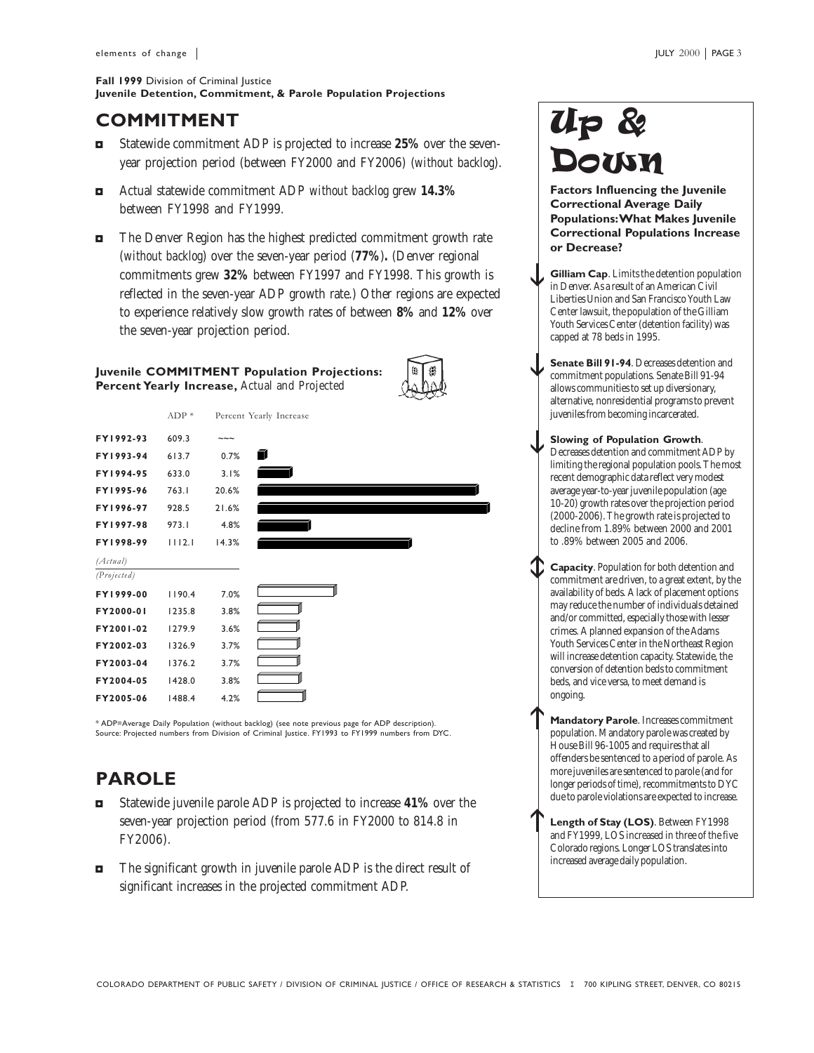**Fall 1999** Division of Criminal Justice
**Juvenile Detention, Commitment, & Parole Population Projections**

## COMMITMENT

- Statewide commitment ADP is projected to increase **25%** over the seven-year projection period (between FY2000 and FY2006) (*without backlog*).
- Actual statewide commitment ADP *without backlog* grew **14.3%** between FY1998 and FY1999.
- The Denver Region has the highest predicted commitment growth rate (*without backlog*) over the seven-year period (**77%**)**.** (Denver regional commitments grew **32%** between FY1997 and FY1998. This growth is reflected in the seven-year ADP growth rate.) Other regions are expected to experience relatively slow growth rates of between **8%** and **12%** over the seven-year projection period.

**Juvenile COMMITMENT Population Projections: Percent Yearly Increase,** Actual and Projected

| | ADP * | Percent Yearly Increase |
|---|---|---|
| FY1992-93 | 609.3 | ~~~ |
| FY1993-94 | 613.7 | 0.7% |
| FY1994-95 | 633.0 | 3.1% |
| FY1995-96 | 763.1 | 20.6% |
| FY1996-97 | 928.5 | 21.6% |
| FY1997-98 | 973.1 | 4.8% |
| FY1998-99 | 1112.1 | 14.3% |
| *(Actual)* | | |
| *(Projected)* | | |
| FY1999-00 | 1190.4 | 7.0% |
| FY2000-01 | 1235.8 | 3.8% |
| FY2001-02 | 1279.9 | 3.6% |
| FY2002-03 | 1326.9 | 3.7% |
| FY2003-04 | 1376.2 | 3.7% |
| FY2004-05 | 1428.0 | 3.8% |
| FY2005-06 | 1488.4 | 4.2% |

\* ADP=Average Daily Population (without backlog) (see note previous page for ADP description).
Source: Projected numbers from Division of Criminal Justice. FY1993 to FY1999 numbers from DYC.

## PAROLE

- Statewide juvenile parole ADP is projected to increase **41%** over the seven-year projection period (from 577.6 in FY2000 to 814.8 in FY2006).
- The significant growth in juvenile parole ADP is the direct result of significant increases in the projected commitment ADP.

## Up & Down

**Factors Influencing the Juvenile Correctional Average Daily Populations: What Makes Juvenile Correctional Populations Increase or Decrease?**

↓ **Gilliam Cap**. Limits the detention population in Denver. As a result of an American Civil Liberties Union and San Francisco Youth Law Center lawsuit, the population of the Gilliam Youth Services Center (detention facility) was capped at 78 beds in 1995.

↓ **Senate Bill 91-94**. Decreases detention and commitment populations. Senate Bill 91-94 allows communities to set up diversionary, alternative, nonresidential programs to prevent juveniles from becoming incarcerated.

↓ **Slowing of Population Growth**. Decreases detention and commitment ADP by limiting the regional population pools. The most recent demographic data reflect very modest average year-to-year juvenile population (age 10-20) growth rates over the projection period (2000-2006). The growth rate is projected to decline from 1.89% between 2000 and 2001 to .89% between 2005 and 2006.

↕ **Capacity**. Population for both detention and commitment are driven, to a great extent, by the availability of beds. A lack of placement options may reduce the number of individuals detained and/or committed, especially those with lesser crimes. A planned expansion of the Adams Youth Services Center in the Northeast Region will increase detention capacity. Statewide, the conversion of detention beds to commitment beds, and vice versa, to meet demand is ongoing.

↑ **Mandatory Parole**. Increases commitment population. Mandatory parole was created by House Bill 96-1005 and requires that all offenders be sentenced to a period of parole. As more juveniles are sentenced to parole (and for longer periods of time), recommitments to DYC due to parole violations are expected to increase.

↑ **Length of Stay (LOS)**. Between FY1998 and FY1999, LOS increased in three of the five Colorado regions. Longer LOS translates into increased average daily population.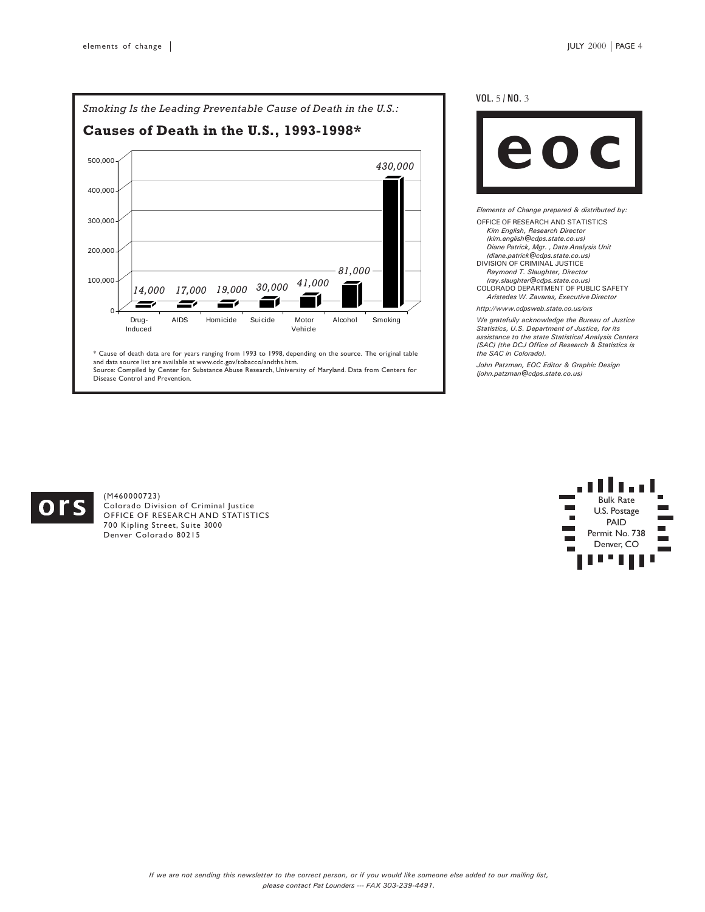*Smoking Is the Leading Preventable Cause of Death in the U.S.:*

## Causes of Death in the U.S., 1993-1998*

500,000
400,000
300,000
200,000
100,000
0

14,000 17,000 19,000 30,000 41,000 81,000 430,000

Drug-Induced
AIDS
Homicide
Suicide
Motor Vehicle
Alcohol
Smoking

* Cause of death data are for years ranging from 1993 to 1998, depending on the source. The original table and data source list are available at www.cdc.gov/tobacco/andths.htm.
Source: Compiled by Center for Substance Abuse Research, University of Maryland. Data from Centers for Disease Control and Prevention.

VOL. 5 / NO. 3

**eoc**

*Elements of Change prepared & distributed by:*

OFFICE OF RESEARCH AND STATISTICS
*Kim English, Research Director*
*(kim.english@cdps.state.co.us)*
*Diane Patrick, Mgr. , Data Analysis Unit*
*(diane.patrick@cdps.state.co.us)*
DIVISION OF CRIMINAL JUSTICE
*Raymond T. Slaughter, Director*
*(ray.slaughter@cdps.state.co.us)*
COLORADO DEPARTMENT OF PUBLIC SAFETY
*Aristedes W. Zavaras, Executive Director*

*http://www.cdpsweb.state.co.us/ors*

*We gratefully acknowledge the Bureau of Justice Statistics, U.S. Department of Justice, for its assistance to the state Statistical Analysis Centers (SAC) (the DCJ Office of Research & Statistics is the SAC in Colorado).*

*John Patzman, EOC Editor & Graphic Design (john.patzman@cdps.state.co.us)*

**ors**

(M460000723)
Colorado Division of Criminal Justice
OFFICE OF RESEARCH AND STATISTICS
700 Kipling Street, Suite 3000
Denver Colorado 80215

Bulk Rate
U.S. Postage
PAID
Permit No. 738
Denver, CO

*If we are not sending this newsletter to the correct person, or if you would like someone else added to our mailing list, please contact Pat Lounders --- FAX 303-239-4491.*